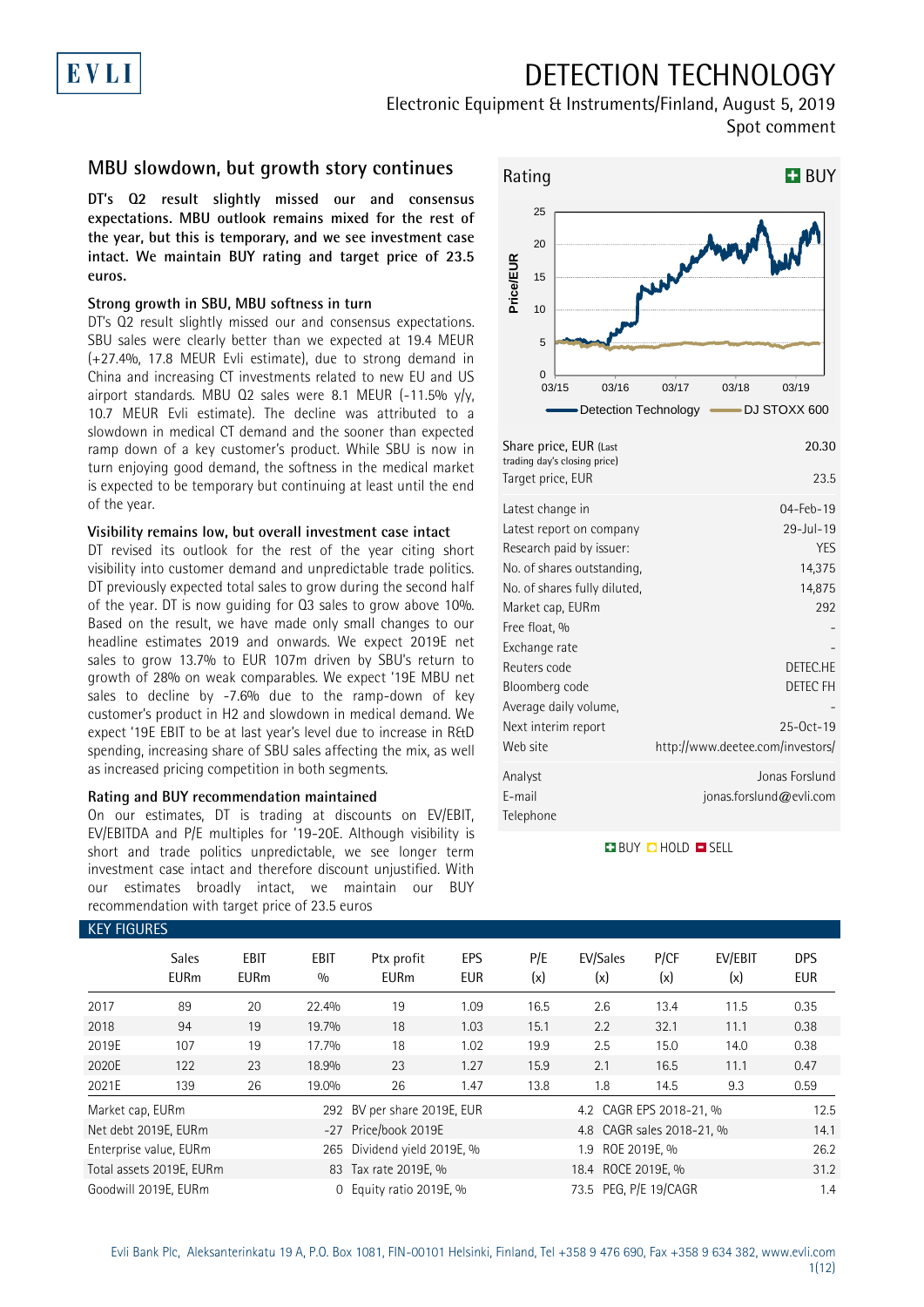# DETECTION TECHNOLOGY

Electronic Equipment & Instruments/Finland, August 5, 2019

Spot comment

## MBU slowdown, but growth story continues

**DT's Q2 result slightly missed our and consensus expectations. MBU outlook remains mixed for the rest of the year, but this is temporary, and we see investment case intact. We maintain BUY rating and target price of 23.5 euros.**

### Strong growth in SBU, MBU softness in turn

DT's Q2 result slightly missed our and consensus expectations. SBU sales were clearly better than we expected at 19.4 MEUR (+27.4%, 17.8 MEUR Evli estimate), due to strong demand in China and increasing CT investments related to new EU and US airport standards. MBU Q2 sales were 8.1 MEUR (-11.5% y/y, 10.7 MEUR Evli estimate). The decline was attributed to a slowdown in medical CT demand and the sooner than expected ramp down of a key customer's product. While SBU is now in turn enjoying good demand, the softness in the medical market is expected to be temporary but continuing at least until the end of the year.

### Visibility remains low, but overall investment case intact

DT revised its outlook for the rest of the year citing short visibility into customer demand and unpredictable trade politics. DT previously expected total sales to grow during the second half of the year. DT is now guiding for Q3 sales to grow above 10%. Based on the result, we have made only small changes to our headline estimates 2019 and onwards. We expect 2019E net sales to grow 13.7% to EUR 107m driven by SBU's return to growth of 28% on weak comparables. We expect '19E MBU net sales to decline by -7.6% due to the ramp-down of key customer's product in H2 and slowdown in medical demand. We expect '19E EBIT to be at last year's level due to increase in R&D spending, increasing share of SBU sales affecting the mix, as well as increased pricing competition in both segments.

### Rating and BUY recommendation maintained

On our estimates, DT is trading at discounts on EV/EBIT, EV/EBITDA and P/E multiples for '19-20E. Although visibility is short and trade politics unpredictable, we see longer term investment case intact and therefore discount unjustified. With our estimates broadly intact, we maintain our BUY recommendation with target price of 23.5 euros

Rating: **BUY**

| | |
|---|---|
| Share price, EUR (Last trading day's closing price) | 20.30 |
| Target price, EUR | 23.5 |
| Latest change in | 04-Feb-19 |
| Latest report on company | 29-Jul-19 |
| Research paid by issuer: | YES |
| No. of shares outstanding, | 14,375 |
| No. of shares fully diluted, | 14,875 |
| Market cap, EURm | 292 |
| Free float, % | - |
| Exchange rate | - |
| Reuters code | DETEC.HE |
| Bloomberg code | DETEC FH |
| Average daily volume, | - |
| Next interim report | 25-Oct-19 |
| Web site | http://www.deetee.com/investors/ |
| Analyst | Jonas Forslund |
| E-mail | jonas.forslund@evli.com |
| Telephone | |

BUY HOLD SELL

### KEY FIGURES

| | Sales EURm | EBIT EURm | EBIT % | Ptx profit EURm | EPS EUR | P/E (x) | EV/Sales (x) | P/CF (x) | EV/EBIT (x) | DPS EUR |
|---|---|---|---|---|---|---|---|---|---|---|
| 2017 | 89 | 20 | 22.4% | 19 | 1.09 | 16.5 | 2.6 | 13.4 | 11.5 | 0.35 |
| 2018 | 94 | 19 | 19.7% | 18 | 1.03 | 15.1 | 2.2 | 32.1 | 11.1 | 0.38 |
| 2019E | 107 | 19 | 17.7% | 18 | 1.02 | 19.9 | 2.5 | 15.0 | 14.0 | 0.38 |
| 2020E | 122 | 23 | 18.9% | 23 | 1.27 | 15.9 | 2.1 | 16.5 | 11.1 | 0.47 |
| 2021E | 139 | 26 | 19.0% | 26 | 1.47 | 13.8 | 1.8 | 14.5 | 9.3 | 0.59 |

| | | | | | |
|---|---|---|---|---|---|
| Market cap, EURm | 292 | BV per share 2019E, EUR | 4.2 | CAGR EPS 2018-21, % | 12.5 |
| Net debt 2019E, EURm | -27 | Price/book 2019E | 4.8 | CAGR sales 2018-21, % | 14.1 |
| Enterprise value, EURm | 265 | Dividend yield 2019E, % | 1.9 | ROE 2019E, % | 26.2 |
| Total assets 2019E, EURm | 83 | Tax rate 2019E, % | 18.4 | ROCE 2019E, % | 31.2 |
| Goodwill 2019E, EURm | 0 | Equity ratio 2019E, % | 73.5 | PEG, P/E 19/CAGR | 1.4 |

Evli Bank Plc, Aleksanterinkatu 19 A, P.O. Box 1081, FIN-00101 Helsinki, Finland, Tel +358 9 476 690, Fax +358 9 634 382, www.evli.com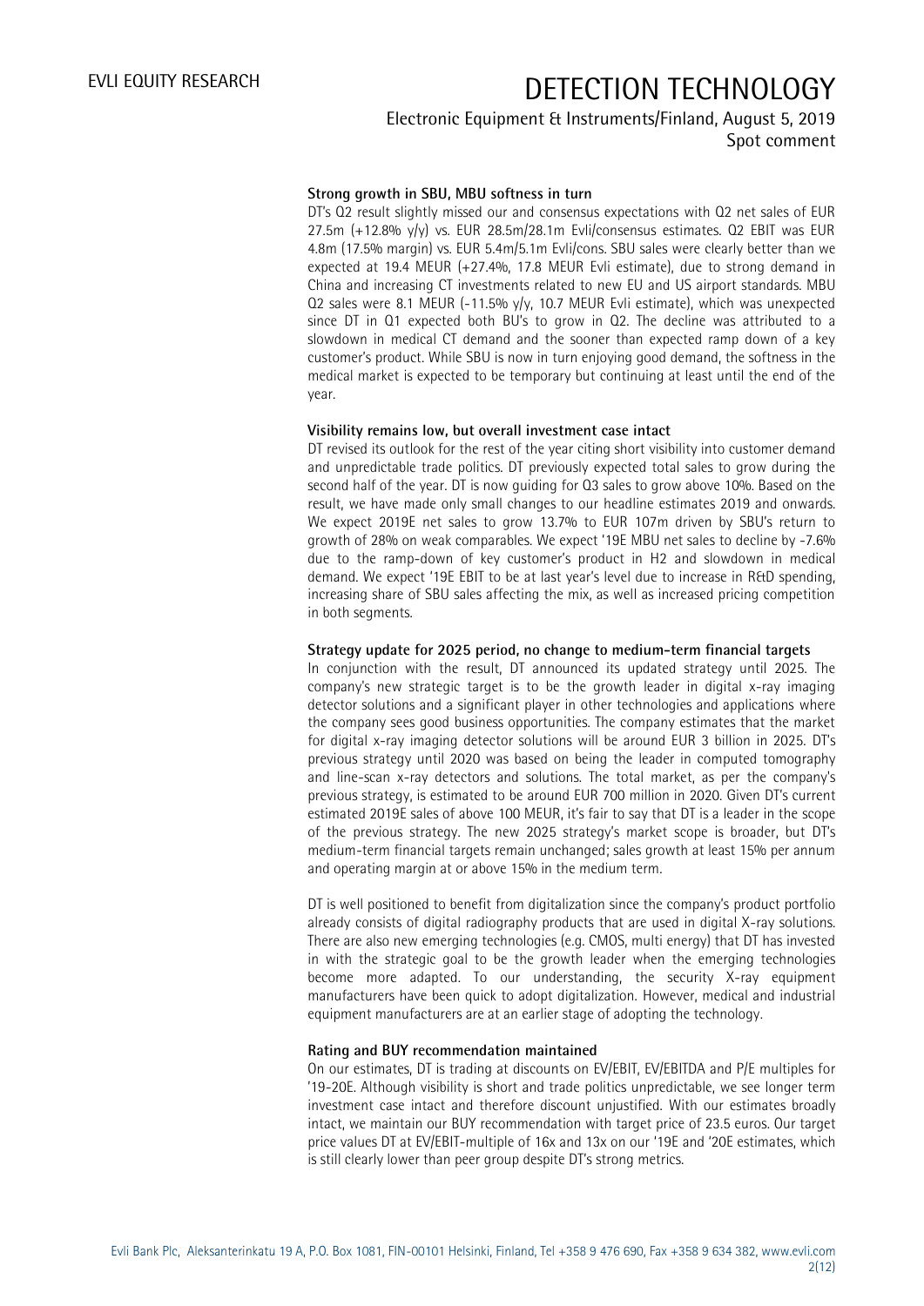### Strong growth in SBU, MBU softness in turn

DT's Q2 result slightly missed our and consensus expectations with Q2 net sales of EUR 27.5m (+12.8% y/y) vs. EUR 28.5m/28.1m Evli/consensus estimates. Q2 EBIT was EUR 4.8m (17.5% margin) vs. EUR 5.4m/5.1m Evli/cons. SBU sales were clearly better than we expected at 19.4 MEUR (+27.4%, 17.8 MEUR Evli estimate), due to strong demand in China and increasing CT investments related to new EU and US airport standards. MBU Q2 sales were 8.1 MEUR (-11.5% y/y, 10.7 MEUR Evli estimate), which was unexpected since DT in Q1 expected both BU's to grow in Q2. The decline was attributed to a slowdown in medical CT demand and the sooner than expected ramp down of a key customer's product. While SBU is now in turn enjoying good demand, the softness in the medical market is expected to be temporary but continuing at least until the end of the year.

### Visibility remains low, but overall investment case intact

DT revised its outlook for the rest of the year citing short visibility into customer demand and unpredictable trade politics. DT previously expected total sales to grow during the second half of the year. DT is now guiding for Q3 sales to grow above 10%. Based on the result, we have made only small changes to our headline estimates 2019 and onwards. We expect 2019E net sales to grow 13.7% to EUR 107m driven by SBU's return to growth of 28% on weak comparables. We expect '19E MBU net sales to decline by -7.6% due to the ramp-down of key customer's product in H2 and slowdown in medical demand. We expect '19E EBIT to be at last year's level due to increase in R&D spending, increasing share of SBU sales affecting the mix, as well as increased pricing competition in both segments.

### Strategy update for 2025 period, no change to medium-term financial targets

In conjunction with the result, DT announced its updated strategy until 2025. The company's new strategic target is to be the growth leader in digital x-ray imaging detector solutions and a significant player in other technologies and applications where the company sees good business opportunities. The company estimates that the market for digital x-ray imaging detector solutions will be around EUR 3 billion in 2025. DT's previous strategy until 2020 was based on being the leader in computed tomography and line-scan x-ray detectors and solutions. The total market, as per the company's previous strategy, is estimated to be around EUR 700 million in 2020. Given DT's current estimated 2019E sales of above 100 MEUR, it's fair to say that DT is a leader in the scope of the previous strategy. The new 2025 strategy's market scope is broader, but DT's medium-term financial targets remain unchanged; sales growth at least 15% per annum and operating margin at or above 15% in the medium term.

DT is well positioned to benefit from digitalization since the company's product portfolio already consists of digital radiography products that are used in digital X-ray solutions. There are also new emerging technologies (e.g. CMOS, multi energy) that DT has invested in with the strategic goal to be the growth leader when the emerging technologies become more adapted. To our understanding, the security X-ray equipment manufacturers have been quick to adopt digitalization. However, medical and industrial equipment manufacturers are at an earlier stage of adopting the technology.

### Rating and BUY recommendation maintained

On our estimates, DT is trading at discounts on EV/EBIT, EV/EBITDA and P/E multiples for '19-20E. Although visibility is short and trade politics unpredictable, we see longer term investment case intact and therefore discount unjustified. With our estimates broadly intact, we maintain our BUY recommendation with target price of 23.5 euros. Our target price values DT at EV/EBIT-multiple of 16x and 13x on our '19E and '20E estimates, which is still clearly lower than peer group despite DT's strong metrics.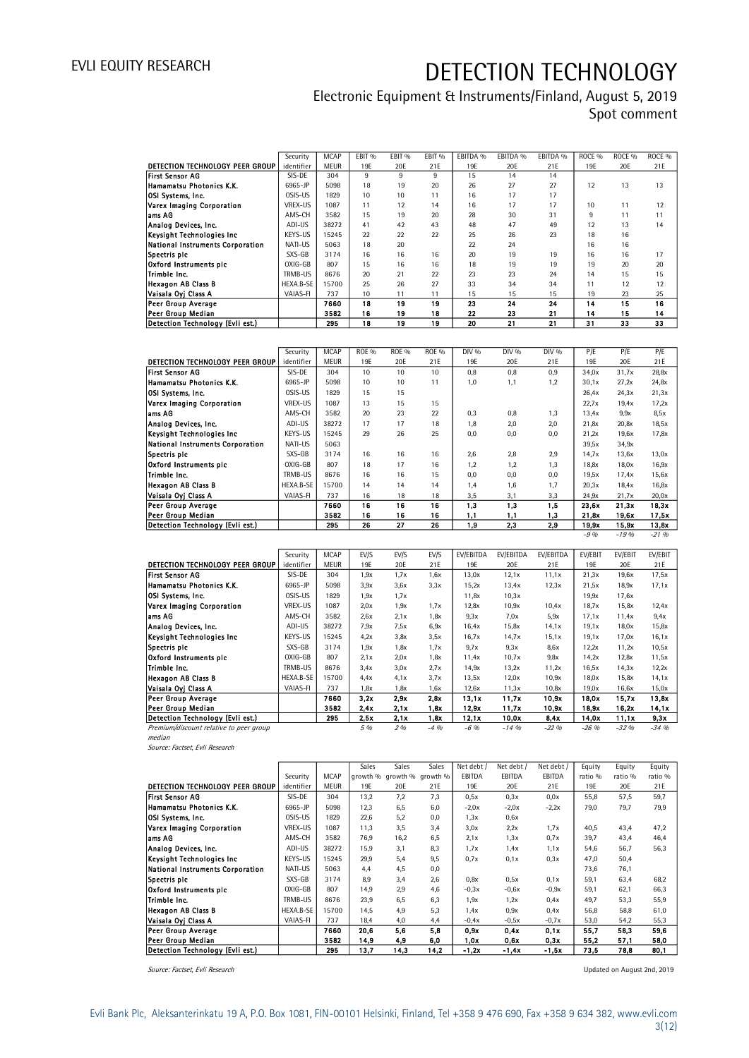# DETECTION TECHNOLOGY

Electronic Equipment & Instruments/Finland, August 5, 2019
Spot comment

| DETECTION TECHNOLOGY PEER GROUP | Security identifier | MCAP MEUR | EBIT % 19E | EBIT % 20E | EBIT % 21E | EBITDA % 19E | EBITDA % 20E | EBITDA % 21E | ROCE % 19E | ROCE % 20E | ROCE % 21E |
|---|---|---|---|---|---|---|---|---|---|---|---|
| First Sensor AG | SIS-DE | 304 | 9 | 9 | 9 | 15 | 14 | 14 | | | |
| Hamamatsu Photonics K.K. | 6965-JP | 5098 | 18 | 19 | 20 | 26 | 27 | 27 | 12 | 13 | 13 |
| OSI Systems, Inc. | OSIS-US | 1829 | 10 | 10 | 11 | 16 | 17 | 17 | | | |
| Varex Imaging Corporation | VREX-US | 1087 | 11 | 12 | 14 | 16 | 17 | 17 | 10 | 11 | 12 |
| ams AG | AMS-CH | 3582 | 15 | 19 | 20 | 28 | 30 | 31 | 9 | 11 | 11 |
| Analog Devices, Inc. | ADI-US | 38272 | 41 | 42 | 43 | 48 | 47 | 49 | 12 | 13 | 14 |
| Keysight Technologies Inc | KEYS-US | 15245 | 22 | 22 | 22 | 25 | 26 | 23 | 18 | 16 | |
| National Instruments Corporation | NATI-US | 5063 | 18 | 20 | | 22 | 24 | | 16 | 16 | |
| Spectris plc | SXS-GB | 3174 | 16 | 16 | 16 | 20 | 19 | 19 | 16 | 16 | 17 |
| Oxford Instruments plc | OXIG-GB | 807 | 15 | 16 | 16 | 18 | 19 | 19 | 19 | 20 | 20 |
| Trimble Inc. | TRMB-US | 8676 | 20 | 21 | 22 | 23 | 23 | 24 | 14 | 15 | 15 |
| Hexagon AB Class B | HEXA.B-SE | 15700 | 25 | 26 | 27 | 33 | 34 | 34 | 11 | 12 | 12 |
| Vaisala Oyj Class A | VAIAS-FI | 737 | 10 | 11 | 11 | 15 | 15 | 15 | 19 | 23 | 25 |
| **Peer Group Average** | | **7660** | **18** | **19** | **19** | **23** | **24** | **24** | **14** | **15** | **16** |
| **Peer Group Median** | | **3582** | **16** | **19** | **18** | **22** | **23** | **21** | **14** | **15** | **14** |
| **Detection Technology (Evli est.)** | | **295** | **18** | **19** | **19** | **20** | **21** | **21** | **31** | **33** | **33** |

| DETECTION TECHNOLOGY PEER GROUP | Security identifier | MCAP MEUR | ROE % 19E | ROE % 20E | ROE % 21E | DIV % 19E | DIV % 20E | DIV % 21E | P/E 19E | P/E 20E | P/E 21E |
|---|---|---|---|---|---|---|---|---|---|---|---|
| First Sensor AG | SIS-DE | 304 | 10 | 10 | 10 | 0,8 | 0,8 | 0,9 | 34,0x | 31,7x | 28,8x |
| Hamamatsu Photonics K.K. | 6965-JP | 5098 | 10 | 10 | 11 | 1,0 | 1,1 | 1,2 | 30,1x | 27,2x | 24,8x |
| OSI Systems, Inc. | OSIS-US | 1829 | 15 | 15 | | | | | 26,4x | 24,3x | 21,3x |
| Varex Imaging Corporation | VREX-US | 1087 | 13 | 15 | 15 | | | | 22,7x | 19,4x | 17,2x |
| ams AG | AMS-CH | 3582 | 20 | 23 | 22 | 0,3 | 0,8 | 1,3 | 13,4x | 9,9x | 8,5x |
| Analog Devices, Inc. | ADI-US | 38272 | 17 | 17 | 18 | 1,8 | 2,0 | 2,0 | 21,8x | 20,8x | 18,5x |
| Keysight Technologies Inc | KEYS-US | 15245 | 29 | 26 | 25 | 0,0 | 0,0 | 0,0 | 21,2x | 19,6x | 17,8x |
| National Instruments Corporation | NATI-US | 5063 | | | | | | | 39,5x | 34,9x | |
| Spectris plc | SXS-GB | 3174 | 16 | 16 | 16 | 2,6 | 2,8 | 2,9 | 14,7x | 13,6x | 13,0x |
| Oxford Instruments plc | OXIG-GB | 807 | 18 | 17 | 16 | 1,2 | 1,2 | 1,3 | 18,8x | 18,0x | 16,9x |
| Trimble Inc. | TRMB-US | 8676 | 16 | 16 | 15 | 0,0 | 0,0 | 0,0 | 19,5x | 17,4x | 15,6x |
| Hexagon AB Class B | HEXA.B-SE | 15700 | 14 | 14 | 14 | 1,4 | 1,6 | 1,7 | 20,3x | 18,4x | 16,8x |
| Vaisala Oyj Class A | VAIAS-FI | 737 | 16 | 18 | 18 | 3,5 | 3,1 | 3,3 | 24,9x | 21,7x | 20,0x |
| **Peer Group Average** | | **7660** | **16** | **16** | **16** | **1,3** | **1,3** | **1,5** | **23,6x** | **21,3x** | **18,3x** |
| **Peer Group Median** | | **3582** | **16** | **16** | **16** | **1,1** | **1,1** | **1,3** | **21,8x** | **19,6x** | **17,5x** |
| **Detection Technology (Evli est.)** | | **295** | **26** | **27** | **26** | **1,9** | **2,3** | **2,9** | **19,9x** | **15,9x** | **13,8x** |
| | | | | | | | | | *-9 %* | *-19 %* | *-21 %* |

| DETECTION TECHNOLOGY PEER GROUP | Security identifier | MCAP MEUR | EV/S 19E | EV/S 20E | EV/S 21E | EV/EBITDA 19E | EV/EBITDA 20E | EV/EBITDA 21E | EV/EBIT 19E | EV/EBIT 20E | EV/EBIT 21E |
|---|---|---|---|---|---|---|---|---|---|---|---|
| First Sensor AG | SIS-DE | 304 | 1,9x | 1,7x | 1,6x | 13,0x | 12,1x | 11,1x | 21,3x | 19,6x | 17,5x |
| Hamamatsu Photonics K.K. | 6965-JP | 5098 | 3,9x | 3,6x | 3,3x | 15,2x | 13,4x | 12,3x | 21,5x | 18,9x | 17,1x |
| OSI Systems, Inc. | OSIS-US | 1829 | 1,9x | 1,7x | | 11,8x | 10,3x | | 19,9x | 17,6x | |
| Varex Imaging Corporation | VREX-US | 1087 | 2,0x | 1,9x | 1,7x | 12,8x | 10,9x | 10,4x | 18,7x | 15,8x | 12,4x |
| ams AG | AMS-CH | 3582 | 2,6x | 2,1x | 1,8x | 9,3x | 7,0x | 5,9x | 17,1x | 11,4x | 9,4x |
| Analog Devices, Inc. | ADI-US | 38272 | 7,9x | 7,5x | 6,9x | 16,4x | 15,8x | 14,1x | 19,1x | 18,0x | 15,8x |
| Keysight Technologies Inc | KEYS-US | 15245 | 4,2x | 3,8x | 3,5x | 16,7x | 14,7x | 15,1x | 19,1x | 17,0x | 16,1x |
| Spectris plc | SXS-GB | 3174 | 1,9x | 1,8x | 1,7x | 9,7x | 9,3x | 8,6x | 12,2x | 11,2x | 10,5x |
| Oxford Instruments plc | OXIG-GB | 807 | 2,1x | 2,0x | 1,8x | 11,4x | 10,7x | 9,8x | 14,2x | 12,8x | 11,5x |
| Trimble Inc. | TRMB-US | 8676 | 3,4x | 3,0x | 2,7x | 14,9x | 13,2x | 11,2x | 16,5x | 14,3x | 12,2x |
| Hexagon AB Class B | HEXA.B-SE | 15700 | 4,4x | 4,1x | 3,7x | 13,5x | 12,0x | 10,9x | 18,0x | 15,8x | 14,1x |
| Vaisala Oyj Class A | VAIAS-FI | 737 | 1,8x | 1,8x | 1,6x | 12,6x | 11,3x | 10,8x | 19,0x | 16,6x | 15,0x |
| **Peer Group Average** | | **7660** | **3,2x** | **2,9x** | **2,8x** | **13,1x** | **11,7x** | **10,9x** | **18,0x** | **15,7x** | **13,8x** |
| **Peer Group Median** | | **3582** | **2,4x** | **2,1x** | **1,8x** | **12,9x** | **11,7x** | **10,9x** | **18,9x** | **16,2x** | **14,1x** |
| **Detection Technology (Evli est.)** | | **295** | **2,5x** | **2,1x** | **1,8x** | **12,1x** | **10,0x** | **8,4x** | **14,0x** | **11,1x** | **9,3x** |
| *Premium/discount relative to peer group median* | | | *5 %* | *2 %* | *-4 %* | *-6 %* | *-14 %* | *-22 %* | *-26 %* | *-32 %* | *-34 %* |

*Source: Factset, Evli Research*

| DETECTION TECHNOLOGY PEER GROUP | Security identifier | MCAP MEUR | Sales growth % 19E | Sales growth % 20E | Sales growth % 21E | Net debt / EBITDA 19E | Net debt / EBITDA 20E | Net debt / EBITDA 21E | Equity ratio % 19E | Equity ratio % 20E | Equity ratio % 21E |
|---|---|---|---|---|---|---|---|---|---|---|---|
| First Sensor AG | SIS-DE | 304 | 13,2 | 7,2 | 7,3 | 0,5x | 0,3x | 0,0x | 55,8 | 57,5 | 59,7 |
| Hamamatsu Photonics K.K. | 6965-JP | 5098 | 12,3 | 6,5 | 6,0 | -2,0x | -2,0x | -2,2x | 79,0 | 79,7 | 79,9 |
| OSI Systems, Inc. | OSIS-US | 1829 | 22,6 | 5,2 | 0,0 | 1,3x | 0,6x | | | | |
| Varex Imaging Corporation | VREX-US | 1087 | 11,3 | 3,5 | 3,4 | 3,0x | 2,2x | 1,7x | 40,5 | 43,4 | 47,2 |
| ams AG | AMS-CH | 3582 | 76,9 | 16,2 | 6,5 | 2,1x | 1,3x | 0,7x | 39,7 | 43,4 | 46,4 |
| Analog Devices, Inc. | ADI-US | 38272 | 15,9 | 3,1 | 8,3 | 1,7x | 1,4x | 1,1x | 54,6 | 56,7 | 56,3 |
| Keysight Technologies Inc | KEYS-US | 15245 | 29,9 | 5,4 | 9,5 | 0,7x | 0,1x | 0,3x | 47,0 | 50,4 | |
| National Instruments Corporation | NATI-US | 5063 | 4,4 | 4,5 | 0,0 | | | | 73,6 | 76,1 | |
| Spectris plc | SXS-GB | 3174 | 8,9 | 3,4 | 2,6 | 0,8x | 0,5x | 0,1x | 59,1 | 63,4 | 68,2 |
| Oxford Instruments plc | OXIG-GB | 807 | 14,9 | 2,9 | 4,6 | -0,3x | -0,6x | -0,9x | 59,1 | 62,1 | 66,3 |
| Trimble Inc. | TRMB-US | 8676 | 23,9 | 6,5 | 6,3 | 1,9x | 1,2x | 0,4x | 49,7 | 53,3 | 55,9 |
| Hexagon AB Class B | HEXA.B-SE | 15700 | 14,5 | 4,9 | 5,3 | 1,4x | 0,9x | 0,4x | 56,8 | 58,8 | 61,0 |
| Vaisala Oyj Class A | VAIAS-FI | 737 | 18,4 | 4,0 | 4,4 | -0,4x | -0,5x | -0,7x | 53,0 | 54,2 | 55,3 |
| **Peer Group Average** | | **7660** | **20,6** | **5,6** | **5,8** | **0,9x** | **0,4x** | **0,1x** | **55,7** | **58,3** | **59,6** |
| **Peer Group Median** | | **3582** | **14,9** | **4,9** | **6,0** | **1,0x** | **0,6x** | **0,3x** | **55,2** | **57,1** | **58,0** |
| **Detection Technology (Evli est.)** | | **295** | **13,7** | **14,3** | **14,2** | **-1,2x** | **-1,4x** | **-1,5x** | **73,5** | **78,8** | **80,1** |

*Source: Factset, Evli Research*

Updated on August 2nd, 2019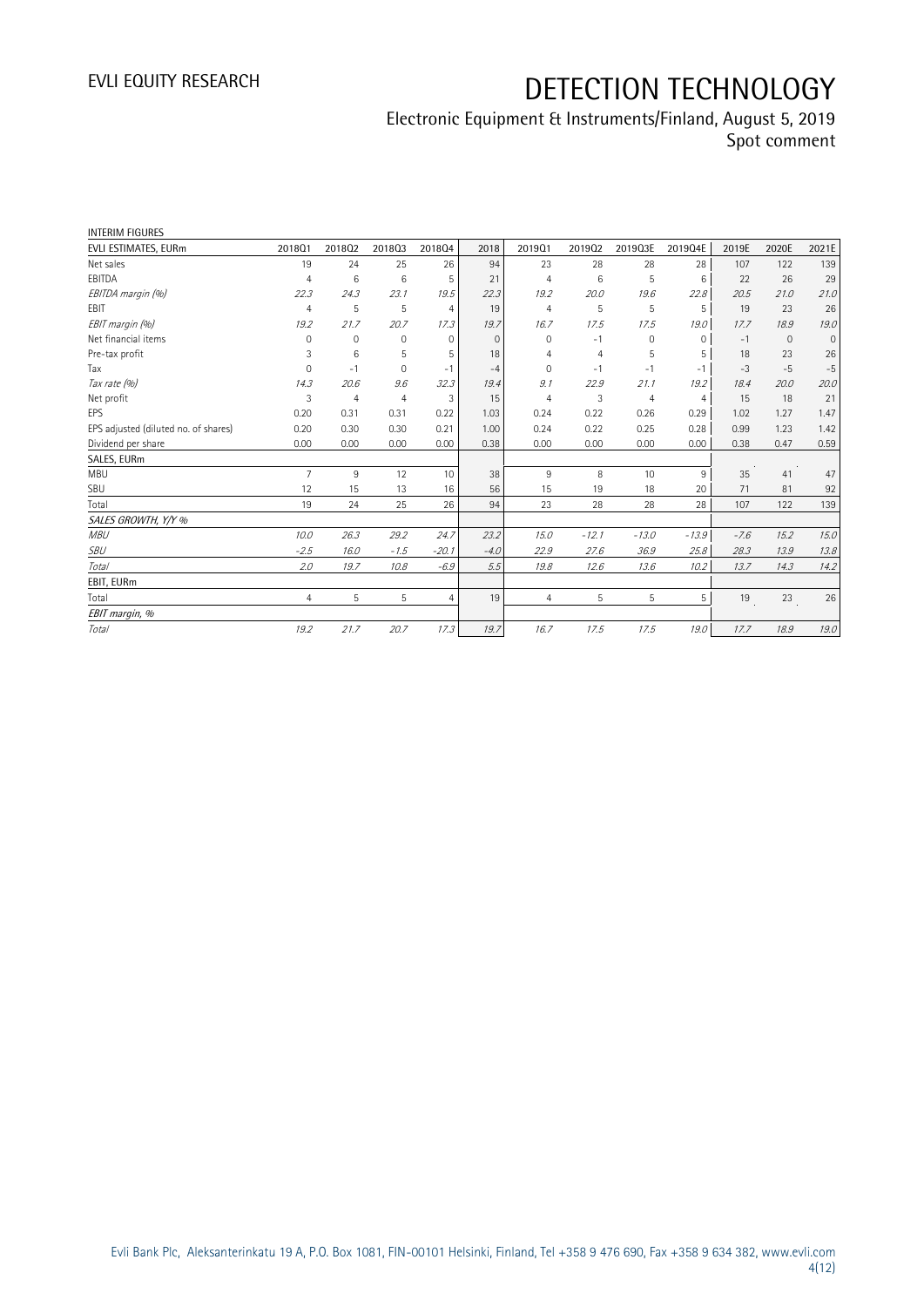# DETECTION TECHNOLOGY

Electronic Equipment & Instruments/Finland, August 5, 2019
Spot comment

INTERIM FIGURES

| EVLI ESTIMATES, EURm | 2018Q1 | 2018Q2 | 2018Q3 | 2018Q4 | 2018 | 2019Q1 | 2019Q2 | 2019Q3E | 2019Q4E | 2019E | 2020E | 2021E |
|---|---|---|---|---|---|---|---|---|---|---|---|---|
| Net sales | 19 | 24 | 25 | 26 | 94 | 23 | 28 | 28 | 28 | 107 | 122 | 139 |
| EBITDA | 4 | 6 | 6 | 5 | 21 | 4 | 6 | 5 | 6 | 22 | 26 | 29 |
| *EBITDA margin (%)* | *22.3* | *24.3* | *23.1* | *19.5* | *22.3* | *19.2* | *20.0* | *19.6* | *22.8* | *20.5* | *21.0* | *21.0* |
| EBIT | 4 | 5 | 5 | 4 | 19 | 4 | 5 | 5 | 5 | 19 | 23 | 26 |
| *EBIT margin (%)* | *19.2* | *21.7* | *20.7* | *17.3* | *19.7* | *16.7* | *17.5* | *17.5* | *19.0* | *17.7* | *18.9* | *19.0* |
| Net financial items | 0 | 0 | 0 | 0 | 0 | 0 | -1 | 0 | 0 | -1 | 0 | 0 |
| Pre-tax profit | 3 | 6 | 5 | 5 | 18 | 4 | 4 | 5 | 5 | 18 | 23 | 26 |
| Tax | 0 | -1 | 0 | -1 | -4 | 0 | -1 | -1 | -1 | -3 | -5 | -5 |
| *Tax rate (%)* | *14.3* | *20.6* | *9.6* | *32.3* | *19.4* | *9.1* | *22.9* | *21.1* | *19.2* | *18.4* | *20.0* | *20.0* |
| Net profit | 3 | 4 | 4 | 3 | 15 | 4 | 3 | 4 | 4 | 15 | 18 | 21 |
| EPS | 0.20 | 0.31 | 0.31 | 0.22 | 1.03 | 0.24 | 0.22 | 0.26 | 0.29 | 1.02 | 1.27 | 1.47 |
| EPS adjusted (diluted no. of shares) | 0.20 | 0.30 | 0.30 | 0.21 | 1.00 | 0.24 | 0.22 | 0.25 | 0.28 | 0.99 | 1.23 | 1.42 |
| Dividend per share | 0.00 | 0.00 | 0.00 | 0.00 | 0.38 | 0.00 | 0.00 | 0.00 | 0.00 | 0.38 | 0.47 | 0.59 |
| SALES, EURm | | | | | | | | | | | | |
| MBU | 7 | 9 | 12 | 10 | 38 | 9 | 8 | 10 | 9 | 35 | 41 | 47 |
| SBU | 12 | 15 | 13 | 16 | 56 | 15 | 19 | 18 | 20 | 71 | 81 | 92 |
| Total | 19 | 24 | 25 | 26 | 94 | 23 | 28 | 28 | 28 | 107 | 122 | 139 |
| *SALES GROWTH, Y/Y %* | | | | | | | | | | | | |
| *MBU* | *10.0* | *26.3* | *29.2* | *24.7* | *23.2* | *15.0* | *-12.1* | *-13.0* | *-13.9* | *-7.6* | *15.2* | *15.0* |
| *SBU* | *-2.5* | *16.0* | *-1.5* | *-20.1* | *-4.0* | *22.9* | *27.6* | *36.9* | *25.8* | *28.3* | *13.9* | *13.8* |
| *Total* | *2.0* | *19.7* | *10.8* | *-6.9* | *5.5* | *19.8* | *12.6* | *13.6* | *10.2* | *13.7* | *14.3* | *14.2* |
| EBIT, EURm | | | | | | | | | | | | |
| Total | 4 | 5 | 5 | 4 | 19 | 4 | 5 | 5 | 5 | 19 | 23 | 26 |
| *EBIT margin, %* | | | | | | | | | | | | |
| *Total* | *19.2* | *21.7* | *20.7* | *17.3* | *19.7* | *16.7* | *17.5* | *17.5* | *19.0* | *17.7* | *18.9* | *19.0* |

Evli Bank Plc, Aleksanterinkatu 19 A, P.O. Box 1081, FIN-00101 Helsinki, Finland, Tel +358 9 476 690, Fax +358 9 634 382, www.evli.com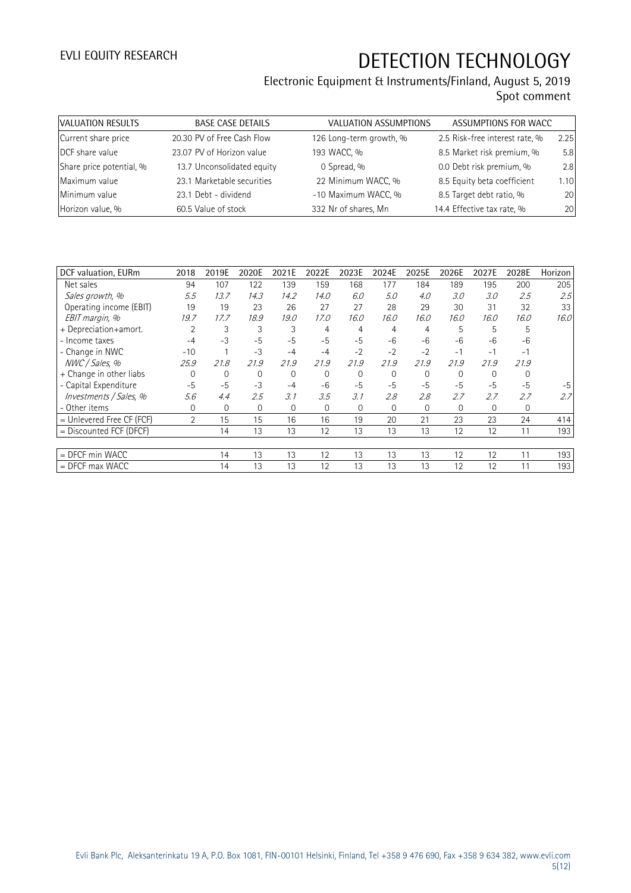# DETECTION TECHNOLOGY

Electronic Equipment & Instruments/Finland, August 5, 2019
Spot comment

| VALUATION RESULTS | | BASE CASE DETAILS | | VALUATION ASSUMPTIONS | | ASSUMPTIONS FOR WACC | |
|---|---|---|---|---|---|---|---|
| Current share price | 20.30 | PV of Free Cash Flow | 126 | Long-term growth, % | 2.5 | Risk-free interest rate, % | 2.25 |
| DCF share value | 23.07 | PV of Horizon value | 193 | WACC, % | 8.5 | Market risk premium, % | 5.8 |
| Share price potential, % | 13.7 | Unconsolidated equity | 0 | Spread, % | 0.0 | Debt risk premium, % | 2.8 |
| Maximum value | 23.1 | Marketable securities | 22 | Minimum WACC, % | 8.5 | Equity beta coefficient | 1.10 |
| Minimum value | 23.1 | Debt - dividend | -10 | Maximum WACC, % | 8.5 | Target debt ratio, % | 20 |
| Horizon value, % | 60.5 | Value of stock | 332 | Nr of shares, Mn | 14.4 | Effective tax rate, % | 20 |

| DCF valuation, EURm | 2018 | 2019E | 2020E | 2021E | 2022E | 2023E | 2024E | 2025E | 2026E | 2027E | 2028E | Horizon |
|---|---|---|---|---|---|---|---|---|---|---|---|---|
| Net sales | 94 | 107 | 122 | 139 | 159 | 168 | 177 | 184 | 189 | 195 | 200 | 205 |
| *Sales growth, %* | *5.5* | *13.7* | *14.3* | *14.2* | *14.0* | *6.0* | *5.0* | *4.0* | *3.0* | *3.0* | *2.5* | *2.5* |
| Operating income (EBIT) | 19 | 19 | 23 | 26 | 27 | 27 | 28 | 29 | 30 | 31 | 32 | 33 |
| *EBIT margin, %* | *19.7* | *17.7* | *18.9* | *19.0* | *17.0* | *16.0* | *16.0* | *16.0* | *16.0* | *16.0* | *16.0* | *16.0* |
| + Depreciation+amort. | 2 | 3 | 3 | 3 | 4 | 4 | 4 | 4 | 5 | 5 | 5 | |
| - Income taxes | -4 | -3 | -5 | -5 | -5 | -5 | -6 | -6 | -6 | -6 | -6 | |
| - Change in NWC | -10 | 1 | -3 | -4 | -4 | -2 | -2 | -2 | -1 | -1 | -1 | |
| *NWC / Sales, %* | *25.9* | *21.8* | *21.9* | *21.9* | *21.9* | *21.9* | *21.9* | *21.9* | *21.9* | *21.9* | *21.9* | |
| + Change in other liabs | 0 | 0 | 0 | 0 | 0 | 0 | 0 | 0 | 0 | 0 | 0 | |
| - Capital Expenditure | -5 | -5 | -3 | -4 | -6 | -5 | -5 | -5 | -5 | -5 | -5 | -5 |
| *Investments / Sales, %* | *5.6* | *4.4* | *2.5* | *3.1* | *3.5* | *3.1* | *2.8* | *2.8* | *2.7* | *2.7* | *2.7* | *2.7* |
| - Other items | 0 | 0 | 0 | 0 | 0 | 0 | 0 | 0 | 0 | 0 | 0 | |
| = Unlevered Free CF (FCF) | 2 | 15 | 15 | 16 | 16 | 19 | 20 | 21 | 23 | 23 | 24 | 414 |
| = Discounted FCF (DFCF) | | 14 | 13 | 13 | 12 | 13 | 13 | 13 | 12 | 12 | 11 | 193 |
| | | | | | | | | | | | | |
| = DFCF min WACC | | 14 | 13 | 13 | 12 | 13 | 13 | 13 | 12 | 12 | 11 | 193 |
| = DFCF max WACC | | 14 | 13 | 13 | 12 | 13 | 13 | 13 | 12 | 12 | 11 | 193 |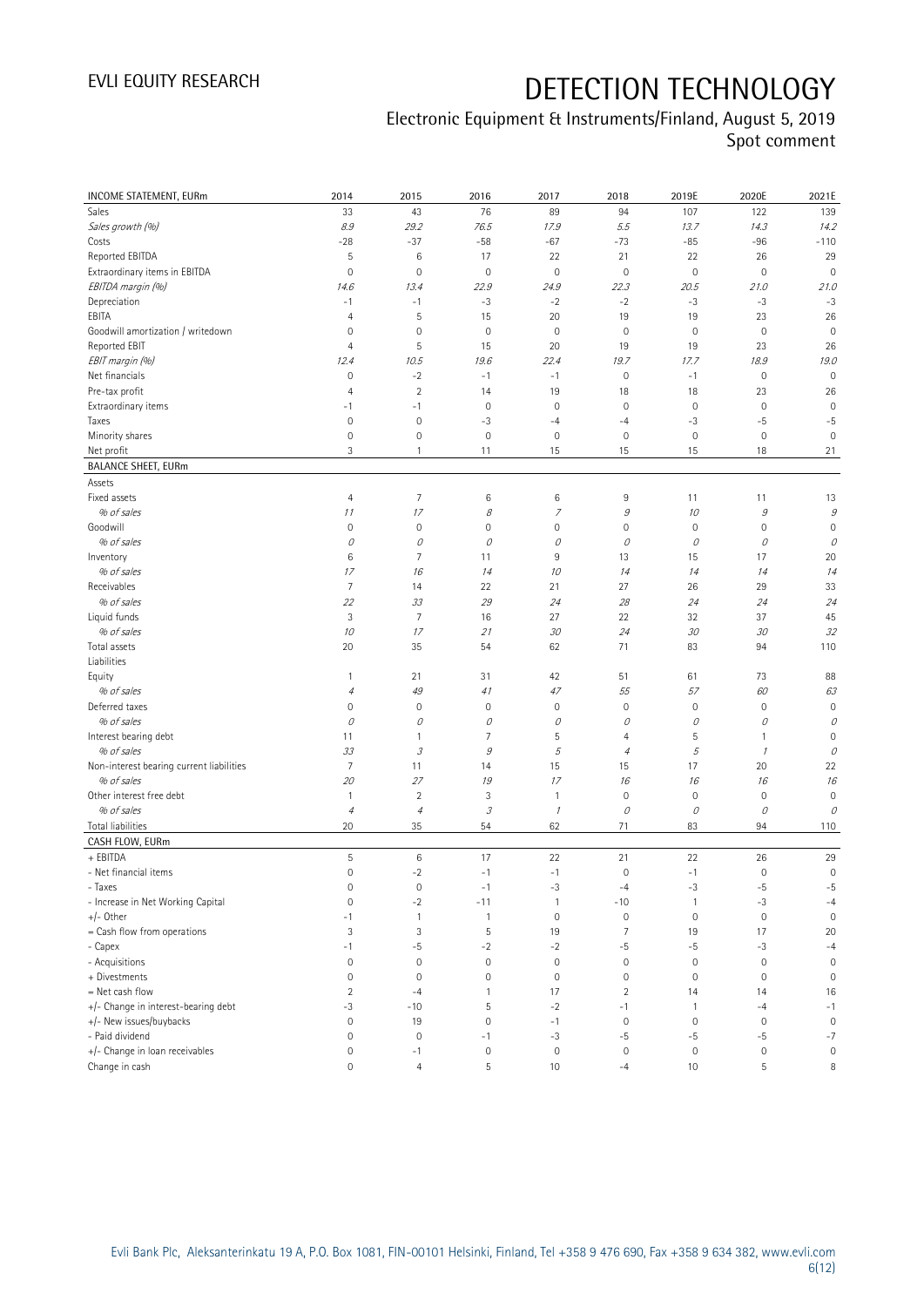| INCOME STATEMENT, EURm | 2014 | 2015 | 2016 | 2017 | 2018 | 2019E | 2020E | 2021E |
|---|---|---|---|---|---|---|---|---|
| Sales | 33 | 43 | 76 | 89 | 94 | 107 | 122 | 139 |
| *Sales growth (%)* | *8.9* | *29.2* | *76.5* | *17.9* | *5.5* | *13.7* | *14.3* | *14.2* |
| Costs | -28 | -37 | -58 | -67 | -73 | -85 | -96 | -110 |
| Reported EBITDA | 5 | 6 | 17 | 22 | 21 | 22 | 26 | 29 |
| Extraordinary items in EBITDA | 0 | 0 | 0 | 0 | 0 | 0 | 0 | 0 |
| *EBITDA margin (%)* | *14.6* | *13.4* | *22.9* | *24.9* | *22.3* | *20.5* | *21.0* | *21.0* |
| Depreciation | -1 | -1 | -3 | -2 | -2 | -3 | -3 | -3 |
| EBITA | 4 | 5 | 15 | 20 | 19 | 19 | 23 | 26 |
| Goodwill amortization / writedown | 0 | 0 | 0 | 0 | 0 | 0 | 0 | 0 |
| Reported EBIT | 4 | 5 | 15 | 20 | 19 | 19 | 23 | 26 |
| *EBIT margin (%)* | *12.4* | *10.5* | *19.6* | *22.4* | *19.7* | *17.7* | *18.9* | *19.0* |
| Net financials | 0 | -2 | -1 | -1 | 0 | -1 | 0 | 0 |
| Pre-tax profit | 4 | 2 | 14 | 19 | 18 | 18 | 23 | 26 |
| Extraordinary items | -1 | -1 | 0 | 0 | 0 | 0 | 0 | 0 |
| Taxes | 0 | 0 | -3 | -4 | -4 | -3 | -5 | -5 |
| Minority shares | 0 | 0 | 0 | 0 | 0 | 0 | 0 | 0 |
| Net profit | 3 | 1 | 11 | 15 | 15 | 15 | 18 | 21 |
| **BALANCE SHEET, EURm** | | | | | | | | |
| Assets | | | | | | | | |
| Fixed assets | 4 | 7 | 6 | 6 | 9 | 11 | 11 | 13 |
| *% of sales* | *11* | *17* | *8* | *7* | *9* | *10* | *9* | *9* |
| Goodwill | 0 | 0 | 0 | 0 | 0 | 0 | 0 | 0 |
| *% of sales* | *0* | *0* | *0* | *0* | *0* | *0* | *0* | *0* |
| Inventory | 6 | 7 | 11 | 9 | 13 | 15 | 17 | 20 |
| *% of sales* | *17* | *16* | *14* | *10* | *14* | *14* | *14* | *14* |
| Receivables | 7 | 14 | 22 | 21 | 27 | 26 | 29 | 33 |
| *% of sales* | *22* | *33* | *29* | *24* | *28* | *24* | *24* | *24* |
| Liquid funds | 3 | 7 | 16 | 27 | 22 | 32 | 37 | 45 |
| *% of sales* | *10* | *17* | *21* | *30* | *24* | *30* | *30* | *32* |
| Total assets | 20 | 35 | 54 | 62 | 71 | 83 | 94 | 110 |
| Liabilities | | | | | | | | |
| Equity | 1 | 21 | 31 | 42 | 51 | 61 | 73 | 88 |
| *% of sales* | *4* | *49* | *41* | *47* | *55* | *57* | *60* | *63* |
| Deferred taxes | 0 | 0 | 0 | 0 | 0 | 0 | 0 | 0 |
| *% of sales* | *0* | *0* | *0* | *0* | *0* | *0* | *0* | *0* |
| Interest bearing debt | 11 | 1 | 7 | 5 | 4 | 5 | 1 | 0 |
| *% of sales* | *33* | *3* | *9* | *5* | *4* | *5* | *1* | *0* |
| Non-interest bearing current liabilities | 7 | 11 | 14 | 15 | 15 | 17 | 20 | 22 |
| *% of sales* | *20* | *27* | *19* | *17* | *16* | *16* | *16* | *16* |
| Other interest free debt | 1 | 2 | 3 | 1 | 0 | 0 | 0 | 0 |
| *% of sales* | *4* | *4* | *3* | *1* | *0* | *0* | *0* | *0* |
| Total liabilities | 20 | 35 | 54 | 62 | 71 | 83 | 94 | 110 |
| **CASH FLOW, EURm** | | | | | | | | |
| + EBITDA | 5 | 6 | 17 | 22 | 21 | 22 | 26 | 29 |
| - Net financial items | 0 | -2 | -1 | -1 | 0 | -1 | 0 | 0 |
| - Taxes | 0 | 0 | -1 | -3 | -4 | -3 | -5 | -5 |
| - Increase in Net Working Capital | 0 | -2 | -11 | 1 | -10 | 1 | -3 | -4 |
| +/- Other | -1 | 1 | 1 | 0 | 0 | 0 | 0 | 0 |
| = Cash flow from operations | 3 | 3 | 5 | 19 | 7 | 19 | 17 | 20 |
| - Capex | -1 | -5 | -2 | -2 | -5 | -5 | -3 | -4 |
| - Acquisitions | 0 | 0 | 0 | 0 | 0 | 0 | 0 | 0 |
| + Divestments | 0 | 0 | 0 | 0 | 0 | 0 | 0 | 0 |
| = Net cash flow | 2 | -4 | 1 | 17 | 2 | 14 | 14 | 16 |
| +/- Change in interest-bearing debt | -3 | -10 | 5 | -2 | -1 | 1 | -4 | -1 |
| +/- New issues/buybacks | 0 | 19 | 0 | -1 | 0 | 0 | 0 | 0 |
| - Paid dividend | 0 | 0 | -1 | -3 | -5 | -5 | -5 | -7 |
| +/- Change in loan receivables | 0 | -1 | 0 | 0 | 0 | 0 | 0 | 0 |
| Change in cash | 0 | 4 | 5 | 10 | -4 | 10 | 5 | 8 |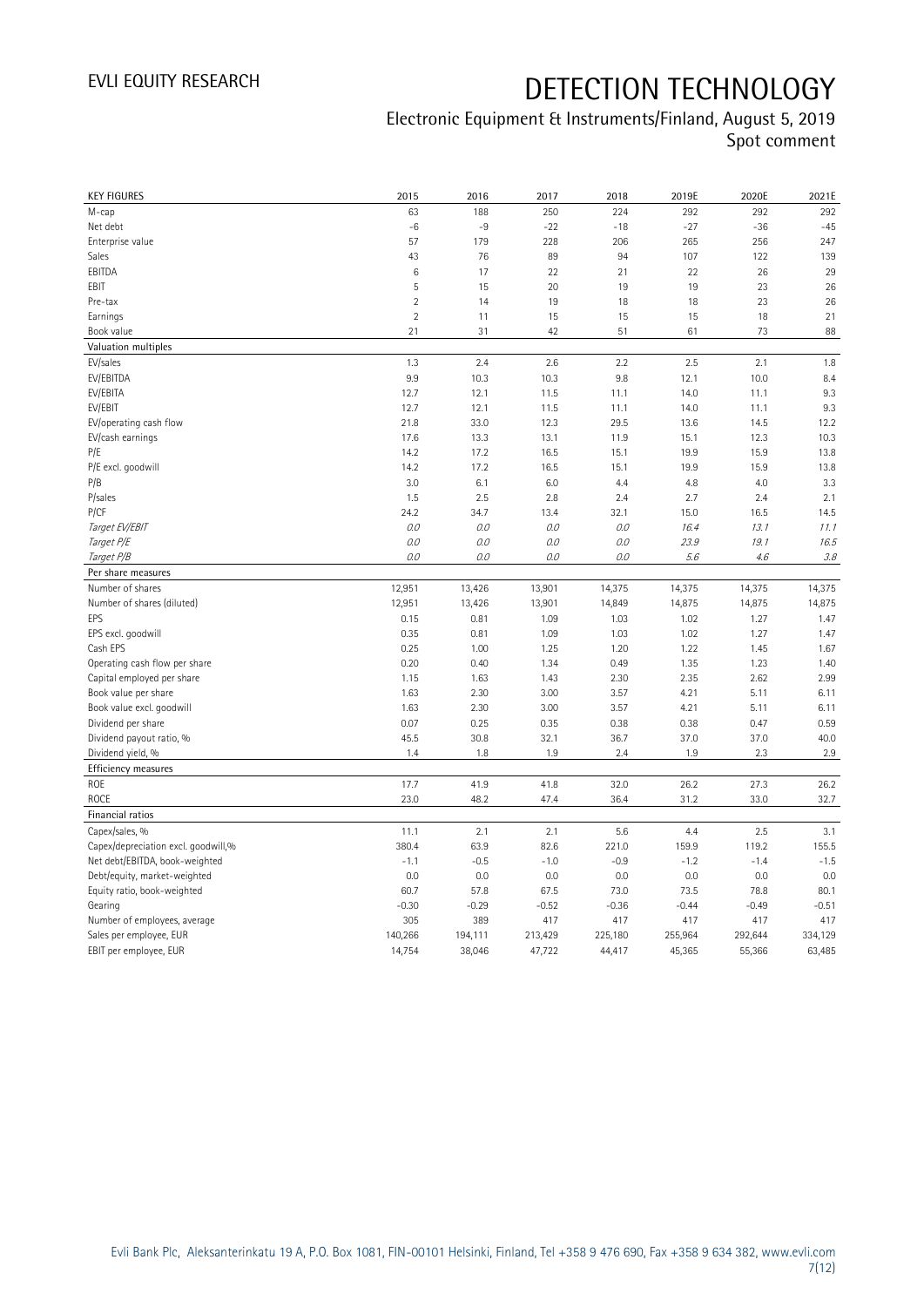# DETECTION TECHNOLOGY

## Electronic Equipment & Instruments/Finland, August 5, 2019
## Spot comment

| KEY FIGURES | 2015 | 2016 | 2017 | 2018 | 2019E | 2020E | 2021E |
|---|---|---|---|---|---|---|---|
| M-cap | 63 | 188 | 250 | 224 | 292 | 292 | 292 |
| Net debt | -6 | -9 | -22 | -18 | -27 | -36 | -45 |
| Enterprise value | 57 | 179 | 228 | 206 | 265 | 256 | 247 |
| Sales | 43 | 76 | 89 | 94 | 107 | 122 | 139 |
| EBITDA | 6 | 17 | 22 | 21 | 22 | 26 | 29 |
| EBIT | 5 | 15 | 20 | 19 | 19 | 23 | 26 |
| Pre-tax | 2 | 14 | 19 | 18 | 18 | 23 | 26 |
| Earnings | 2 | 11 | 15 | 15 | 15 | 18 | 21 |
| Book value | 21 | 31 | 42 | 51 | 61 | 73 | 88 |
| **Valuation multiples** | | | | | | | |
| EV/sales | 1.3 | 2.4 | 2.6 | 2.2 | 2.5 | 2.1 | 1.8 |
| EV/EBITDA | 9.9 | 10.3 | 10.3 | 9.8 | 12.1 | 10.0 | 8.4 |
| EV/EBITA | 12.7 | 12.1 | 11.5 | 11.1 | 14.0 | 11.1 | 9.3 |
| EV/EBIT | 12.7 | 12.1 | 11.5 | 11.1 | 14.0 | 11.1 | 9.3 |
| EV/operating cash flow | 21.8 | 33.0 | 12.3 | 29.5 | 13.6 | 14.5 | 12.2 |
| EV/cash earnings | 17.6 | 13.3 | 13.1 | 11.9 | 15.1 | 12.3 | 10.3 |
| P/E | 14.2 | 17.2 | 16.5 | 15.1 | 19.9 | 15.9 | 13.8 |
| P/E excl. goodwill | 14.2 | 17.2 | 16.5 | 15.1 | 19.9 | 15.9 | 13.8 |
| P/B | 3.0 | 6.1 | 6.0 | 4.4 | 4.8 | 4.0 | 3.3 |
| P/sales | 1.5 | 2.5 | 2.8 | 2.4 | 2.7 | 2.4 | 2.1 |
| P/CF | 24.2 | 34.7 | 13.4 | 32.1 | 15.0 | 16.5 | 14.5 |
| *Target EV/EBIT* | *0.0* | *0.0* | *0.0* | *0.0* | *16.4* | *13.1* | *11.1* |
| *Target P/E* | *0.0* | *0.0* | *0.0* | *0.0* | *23.9* | *19.1* | *16.5* |
| *Target P/B* | *0.0* | *0.0* | *0.0* | *0.0* | *5.6* | *4.6* | *3.8* |
| **Per share measures** | | | | | | | |
| Number of shares | 12,951 | 13,426 | 13,901 | 14,375 | 14,375 | 14,375 | 14,375 |
| Number of shares (diluted) | 12,951 | 13,426 | 13,901 | 14,849 | 14,875 | 14,875 | 14,875 |
| EPS | 0.15 | 0.81 | 1.09 | 1.03 | 1.02 | 1.27 | 1.47 |
| EPS excl. goodwill | 0.35 | 0.81 | 1.09 | 1.03 | 1.02 | 1.27 | 1.47 |
| Cash EPS | 0.25 | 1.00 | 1.25 | 1.20 | 1.22 | 1.45 | 1.67 |
| Operating cash flow per share | 0.20 | 0.40 | 1.34 | 0.49 | 1.35 | 1.23 | 1.40 |
| Capital employed per share | 1.15 | 1.63 | 1.43 | 2.30 | 2.35 | 2.62 | 2.99 |
| Book value per share | 1.63 | 2.30 | 3.00 | 3.57 | 4.21 | 5.11 | 6.11 |
| Book value excl. goodwill | 1.63 | 2.30 | 3.00 | 3.57 | 4.21 | 5.11 | 6.11 |
| Dividend per share | 0.07 | 0.25 | 0.35 | 0.38 | 0.38 | 0.47 | 0.59 |
| Dividend payout ratio, % | 45.5 | 30.8 | 32.1 | 36.7 | 37.0 | 37.0 | 40.0 |
| Dividend yield, % | 1.4 | 1.8 | 1.9 | 2.4 | 1.9 | 2.3 | 2.9 |
| **Efficiency measures** | | | | | | | |
| ROE | 17.7 | 41.9 | 41.8 | 32.0 | 26.2 | 27.3 | 26.2 |
| ROCE | 23.0 | 48.2 | 47.4 | 36.4 | 31.2 | 33.0 | 32.7 |
| **Financial ratios** | | | | | | | |
| Capex/sales, % | 11.1 | 2.1 | 2.1 | 5.6 | 4.4 | 2.5 | 3.1 |
| Capex/depreciation excl. goodwill,% | 380.4 | 63.9 | 82.6 | 221.0 | 159.9 | 119.2 | 155.5 |
| Net debt/EBITDA, book-weighted | -1.1 | -0.5 | -1.0 | -0.9 | -1.2 | -1.4 | -1.5 |
| Debt/equity, market-weighted | 0.0 | 0.0 | 0.0 | 0.0 | 0.0 | 0.0 | 0.0 |
| Equity ratio, book-weighted | 60.7 | 57.8 | 67.5 | 73.0 | 73.5 | 78.8 | 80.1 |
| Gearing | -0.30 | -0.29 | -0.52 | -0.36 | -0.44 | -0.49 | -0.51 |
| Number of employees, average | 305 | 389 | 417 | 417 | 417 | 417 | 417 |
| Sales per employee, EUR | 140,266 | 194,111 | 213,429 | 225,180 | 255,964 | 292,644 | 334,129 |
| EBIT per employee, EUR | 14,754 | 38,046 | 47,722 | 44,417 | 45,365 | 55,366 | 63,485 |

Evli Bank Plc, Aleksanterinkatu 19 A, P.O. Box 1081, FIN-00101 Helsinki, Finland, Tel +358 9 476 690, Fax +358 9 634 382, www.evli.com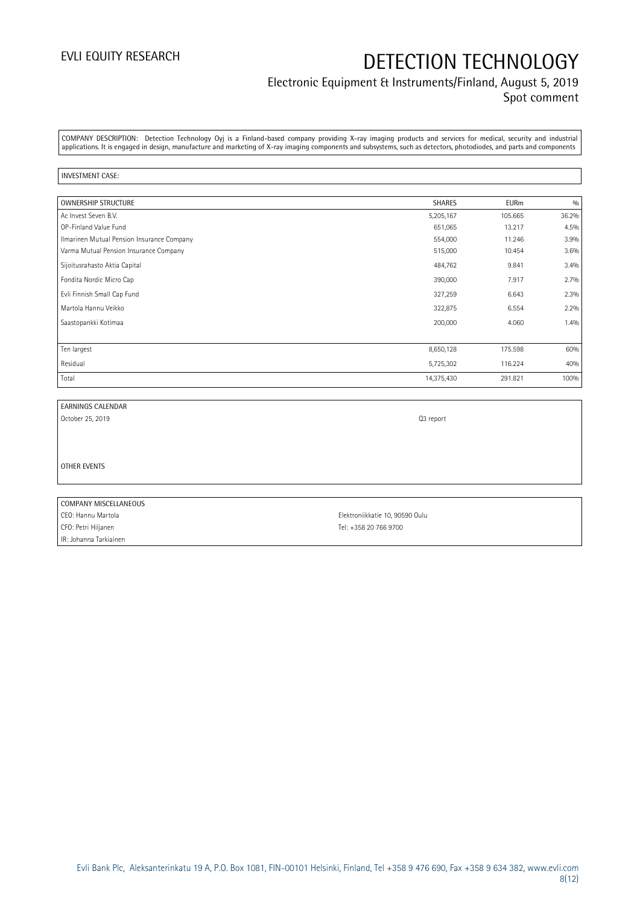COMPANY DESCRIPTION: Detection Technology Oyj is a Finland-based company providing X-ray imaging products and services for medical, security and industrial applications. It is engaged in design, manufacture and marketing of X-ray imaging components and subsystems, such as detectors, photodiodes, and parts and components

INVESTMENT CASE:

| OWNERSHIP STRUCTURE | SHARES | EURm | % |
|---|---|---|---|
| Ac Invest Seven B.V. | 5,205,167 | 105.665 | 36.2% |
| OP-Finland Value Fund | 651,065 | 13.217 | 4.5% |
| Ilmarinen Mutual Pension Insurance Company | 554,000 | 11.246 | 3.9% |
| Varma Mutual Pension Insurance Company | 515,000 | 10.454 | 3.6% |
| Sijoitusrahasto Aktia Capital | 484,762 | 9.841 | 3.4% |
| Fondita Nordic Micro Cap | 390,000 | 7.917 | 2.7% |
| Evli Finnish Small Cap Fund | 327,259 | 6.643 | 2.3% |
| Martola Hannu Veikko | 322,875 | 6.554 | 2.2% |
| Saastopankki Kotimaa | 200,000 | 4.060 | 1.4% |
| | | | |
| Ten largest | 8,650,128 | 175.598 | 60% |
| Residual | 5,725,302 | 116.224 | 40% |
| Total | 14,375,430 | 291.821 | 100% |

| EARNINGS CALENDAR | |
|---|---|
| October 25, 2019 | Q3 report |
| | |
| OTHER EVENTS | |

| COMPANY MISCELLANEOUS | |
|---|---|
| CEO: Hannu Martola | Elektroniikkatie 10, 90590 Oulu |
| CFO: Petri Hiljanen | Tel: +358 20 766 9700 |
| IR: Johanna Tarkiainen | |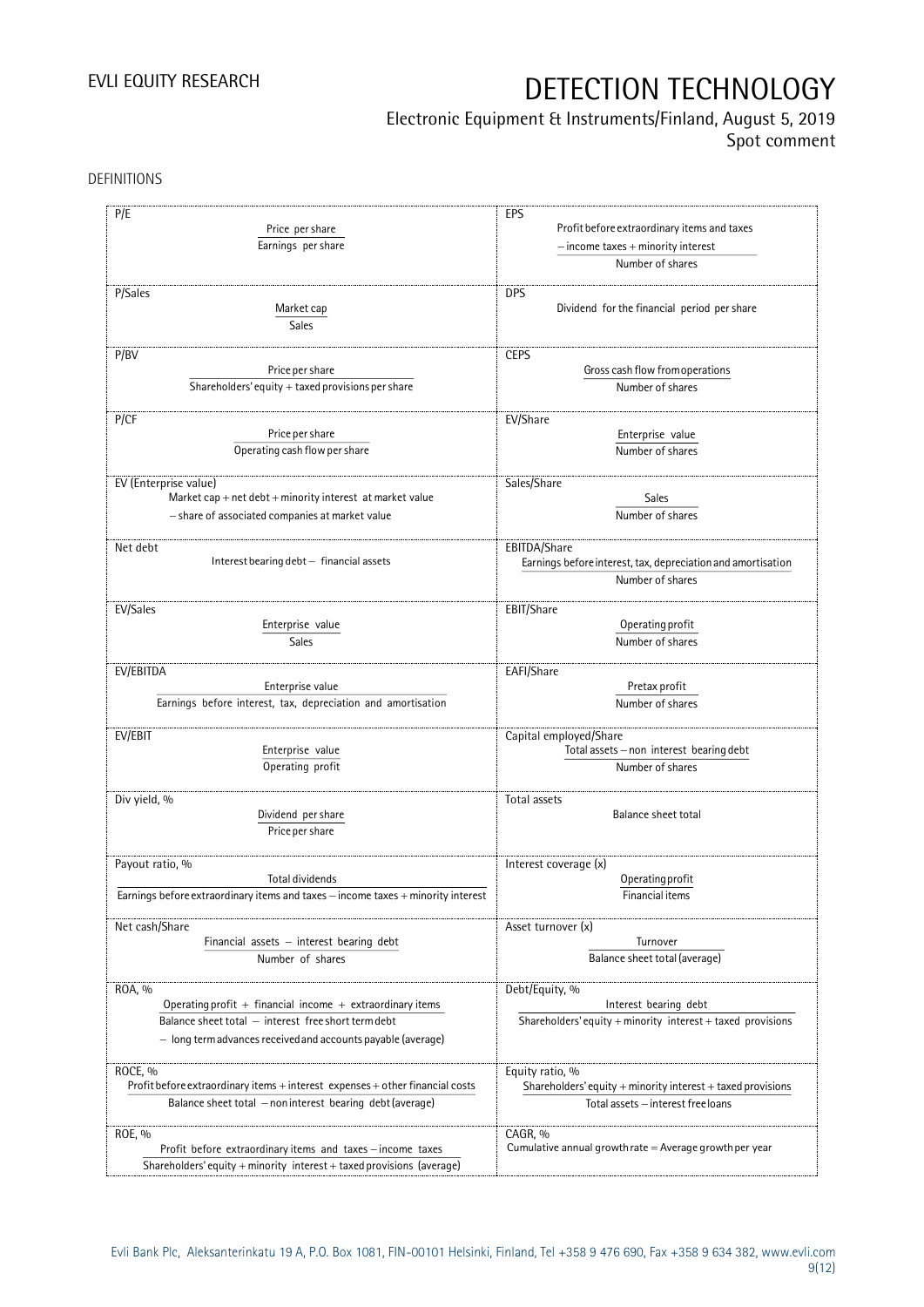DEFINITIONS

| Definition | Formula | Definition | Formula |
|---|---|---|---|
| P/E | $\dfrac{\text{Price per share}}{\text{Earnings per share}}$ | EPS | $\dfrac{\text{Profit before extraordinary items and taxes} - \text{income taxes} + \text{minority interest}}{\text{Number of shares}}$ |
| P/Sales | $\dfrac{\text{Market cap}}{\text{Sales}}$ | DPS | Dividend for the financial period per share |
| P/BV | $\dfrac{\text{Price per share}}{\text{Shareholders' equity} + \text{taxed provisions per share}}$ | CEPS | $\dfrac{\text{Gross cash flow from operations}}{\text{Number of shares}}$ |
| P/CF | $\dfrac{\text{Price per share}}{\text{Operating cash flow per share}}$ | EV/Share | $\dfrac{\text{Enterprise value}}{\text{Number of shares}}$ |
| EV (Enterprise value) | Market cap + net debt + minority interest at market value − share of associated companies at market value | Sales/Share | $\dfrac{\text{Sales}}{\text{Number of shares}}$ |
| Net debt | Interest bearing debt − financial assets | EBITDA/Share | $\dfrac{\text{Earnings before interest, tax, depreciation and amortisation}}{\text{Number of shares}}$ |
| EV/Sales | $\dfrac{\text{Enterprise value}}{\text{Sales}}$ | EBIT/Share | $\dfrac{\text{Operating profit}}{\text{Number of shares}}$ |
| EV/EBITDA | $\dfrac{\text{Enterprise value}}{\text{Earnings before interest, tax, depreciation and amortisation}}$ | EAFI/Share | $\dfrac{\text{Pretax profit}}{\text{Number of shares}}$ |
| EV/EBIT | $\dfrac{\text{Enterprise value}}{\text{Operating profit}}$ | Capital employed/Share | $\dfrac{\text{Total assets} - \text{non interest bearing debt}}{\text{Number of shares}}$ |
| Div yield, % | $\dfrac{\text{Dividend per share}}{\text{Price per share}}$ | Total assets | Balance sheet total |
| Payout ratio, % | $\dfrac{\text{Total dividends}}{\text{Earnings before extraordinary items and taxes} - \text{income taxes} + \text{minority interest}}$ | Interest coverage (x) | $\dfrac{\text{Operating profit}}{\text{Financial items}}$ |
| Net cash/Share | $\dfrac{\text{Financial assets} - \text{interest bearing debt}}{\text{Number of shares}}$ | Asset turnover (x) | $\dfrac{\text{Turnover}}{\text{Balance sheet total (average)}}$ |
| ROA, % | $\dfrac{\text{Operating profit} + \text{financial income} + \text{extraordinary items}}{\text{Balance sheet total} - \text{interest free short term debt} - \text{long term advances received and accounts payable (average)}}$ | Debt/Equity, % | $\dfrac{\text{Interest bearing debt}}{\text{Shareholders' equity} + \text{minority interest} + \text{taxed provisions}}$ |
| ROCE, % | $\dfrac{\text{Profit before extraordinary items} + \text{interest expenses} + \text{other financial costs}}{\text{Balance sheet total} - \text{non interest bearing debt (average)}}$ | Equity ratio, % | $\dfrac{\text{Shareholders' equity} + \text{minority interest} + \text{taxed provisions}}{\text{Total assets} - \text{interest free loans}}$ |
| ROE, % | $\dfrac{\text{Profit before extraordinary items and taxes} - \text{income taxes}}{\text{Shareholders' equity} + \text{minority interest} + \text{taxed provisions (average)}}$ | CAGR, % | Cumulative annual growth rate = Average growth per year |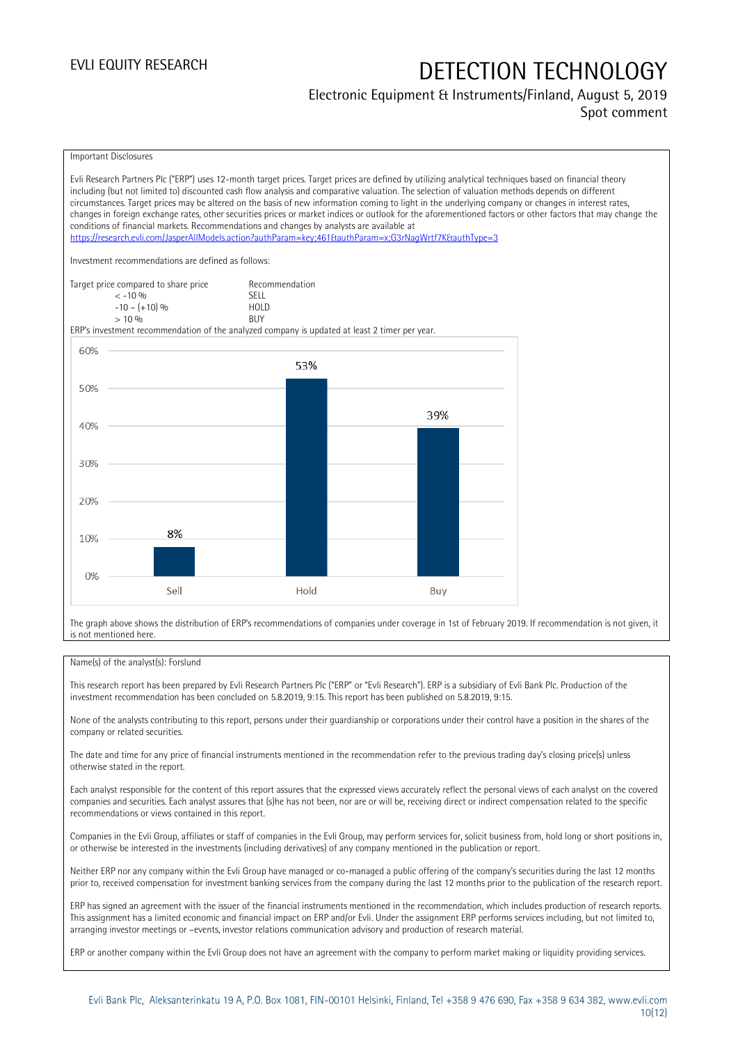Important Disclosures

Evli Research Partners Plc ("ERP") uses 12-month target prices. Target prices are defined by utilizing analytical techniques based on financial theory including (but not limited to) discounted cash flow analysis and comparative valuation. The selection of valuation methods depends on different circumstances. Target prices may be altered on the basis of new information coming to light in the underlying company or changes in interest rates, changes in foreign exchange rates, other securities prices or market indices or outlook for the aforementioned factors or other factors that may change the conditions of financial markets. Recommendations and changes by analysts are available at https://research.evli.com/JasperAllModels.action?authParam=key;461&authParam=x;G3rNagWrtf7K&authType=3

Investment recommendations are defined as follows:

| Target price compared to share price | Recommendation |
|---|---|
| < -10 % | SELL |
| -10 – (+10) % | HOLD |
| > 10 % | BUY |

ERP's investment recommendation of the analyzed company is updated at least 2 timer per year.

| Recommendation | Share |
|---|---|
| Sell | 8% |
| Hold | 53% |
| Buy | 39% |

The graph above shows the distribution of ERP's recommendations of companies under coverage in 1st of February 2019. If recommendation is not given, it is not mentioned here.

Name(s) of the analyst(s): Forslund

This research report has been prepared by Evli Research Partners Plc ("ERP" or "Evli Research"). ERP is a subsidiary of Evli Bank Plc. Production of the investment recommendation has been concluded on 5.8.2019, 9:15. This report has been published on 5.8.2019, 9:15.

None of the analysts contributing to this report, persons under their guardianship or corporations under their control have a position in the shares of the company or related securities.

The date and time for any price of financial instruments mentioned in the recommendation refer to the previous trading day's closing price(s) unless otherwise stated in the report.

Each analyst responsible for the content of this report assures that the expressed views accurately reflect the personal views of each analyst on the covered companies and securities. Each analyst assures that (s)he has not been, nor are or will be, receiving direct or indirect compensation related to the specific recommendations or views contained in this report.

Companies in the Evli Group, affiliates or staff of companies in the Evli Group, may perform services for, solicit business from, hold long or short positions in, or otherwise be interested in the investments (including derivatives) of any company mentioned in the publication or report.

Neither ERP nor any company within the Evli Group have managed or co-managed a public offering of the company's securities during the last 12 months prior to, received compensation for investment banking services from the company during the last 12 months prior to the publication of the research report.

ERP has signed an agreement with the issuer of the financial instruments mentioned in the recommendation, which includes production of research reports. This assignment has a limited economic and financial impact on ERP and/or Evli. Under the assignment ERP performs services including, but not limited to, arranging investor meetings or –events, investor relations communication advisory and production of research material.

ERP or another company within the Evli Group does not have an agreement with the company to perform market making or liquidity providing services.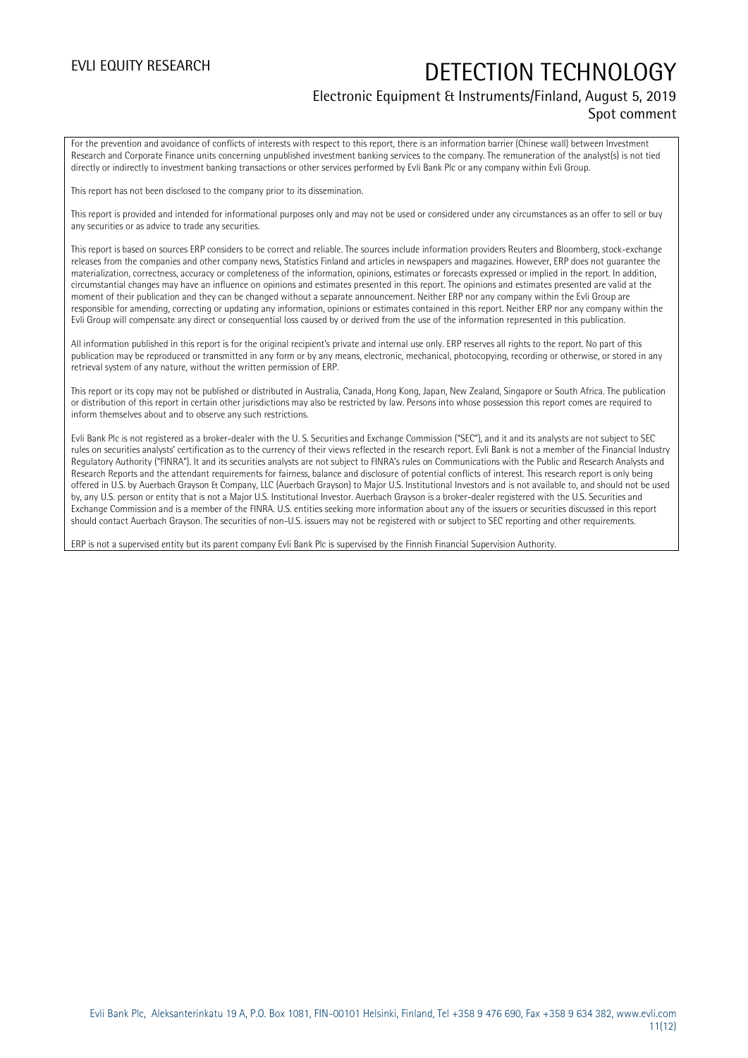For the prevention and avoidance of conflicts of interests with respect to this report, there is an information barrier (Chinese wall) between Investment Research and Corporate Finance units concerning unpublished investment banking services to the company. The remuneration of the analyst(s) is not tied directly or indirectly to investment banking transactions or other services performed by Evli Bank Plc or any company within Evli Group.

This report has not been disclosed to the company prior to its dissemination.

This report is provided and intended for informational purposes only and may not be used or considered under any circumstances as an offer to sell or buy any securities or as advice to trade any securities.

This report is based on sources ERP considers to be correct and reliable. The sources include information providers Reuters and Bloomberg, stock-exchange releases from the companies and other company news, Statistics Finland and articles in newspapers and magazines. However, ERP does not guarantee the materialization, correctness, accuracy or completeness of the information, opinions, estimates or forecasts expressed or implied in the report. In addition, circumstantial changes may have an influence on opinions and estimates presented in this report. The opinions and estimates presented are valid at the moment of their publication and they can be changed without a separate announcement. Neither ERP nor any company within the Evli Group are responsible for amending, correcting or updating any information, opinions or estimates contained in this report. Neither ERP nor any company within the Evli Group will compensate any direct or consequential loss caused by or derived from the use of the information represented in this publication.

All information published in this report is for the original recipient's private and internal use only. ERP reserves all rights to the report. No part of this publication may be reproduced or transmitted in any form or by any means, electronic, mechanical, photocopying, recording or otherwise, or stored in any retrieval system of any nature, without the written permission of ERP.

This report or its copy may not be published or distributed in Australia, Canada, Hong Kong, Japan, New Zealand, Singapore or South Africa. The publication or distribution of this report in certain other jurisdictions may also be restricted by law. Persons into whose possession this report comes are required to inform themselves about and to observe any such restrictions.

Evli Bank Plc is not registered as a broker-dealer with the U. S. Securities and Exchange Commission ("SEC"), and it and its analysts are not subject to SEC rules on securities analysts' certification as to the currency of their views reflected in the research report. Evli Bank is not a member of the Financial Industry Regulatory Authority ("FINRA"). It and its securities analysts are not subject to FINRA's rules on Communications with the Public and Research Analysts and Research Reports and the attendant requirements for fairness, balance and disclosure of potential conflicts of interest. This research report is only being offered in U.S. by Auerbach Grayson & Company, LLC (Auerbach Grayson) to Major U.S. Institutional Investors and is not available to, and should not be used by, any U.S. person or entity that is not a Major U.S. Institutional Investor. Auerbach Grayson is a broker-dealer registered with the U.S. Securities and Exchange Commission and is a member of the FINRA. U.S. entities seeking more information about any of the issuers or securities discussed in this report should contact Auerbach Grayson. The securities of non-U.S. issuers may not be registered with or subject to SEC reporting and other requirements.

ERP is not a supervised entity but its parent company Evli Bank Plc is supervised by the Finnish Financial Supervision Authority.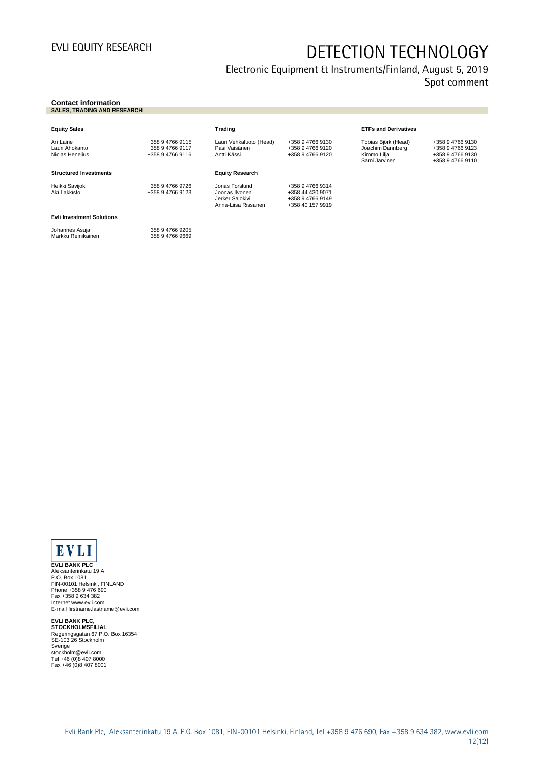## Contact information

**SALES, TRADING AND RESEARCH**

**Equity Sales**

| | |
|---|---|
| Ari Laine | +358 9 4766 9115 |
| Lauri Ahokanto | +358 9 4766 9117 |
| Niclas Henelius | +358 9 4766 9116 |

**Trading**

| | |
|---|---|
| Lauri Vehkaluoto (Head) | +358 9 4766 9130 |
| Pasi Väisänen | +358 9 4766 9120 |
| Antti Kässi | +358 9 4766 9120 |

**ETFs and Derivatives**

| | |
|---|---|
| Tobias Björk (Head) | +358 9 4766 9130 |
| Joachim Dannberg | +358 9 4766 9123 |
| Kimmo Lilja | +358 9 4766 9130 |
| Sami Järvinen | +358 9 4766 9110 |

**Structured Investments**

| | |
|---|---|
| Heikki Savijoki | +358 9 4766 9726 |
| Aki Lakkisto | +358 9 4766 9123 |

**Equity Research**

| | |
|---|---|
| Jonas Forslund | +358 9 4766 9314 |
| Joonas Ilvonen | +358 44 430 9071 |
| Jerker Salokivi | +358 9 4766 9149 |
| Anna-Liisa Rissanen | +358 40 157 9919 |

**Evli Investment Solutions**

| | |
|---|---|
| Johannes Asuja | +358 9 4766 9205 |
| Markku Reinikainen | +358 9 4766 9669 |

EVLI

**EVLI BANK PLC**
Aleksanterinkatu 19 A
P.O. Box 1081
FIN-00101 Helsinki, FINLAND
Phone +358 9 476 690
Fax +358 9 634 382
Internet www.evli.com
E-mail firstname.lastname@evli.com

**EVLI BANK PLC, STOCKHOLMSFILIAL**
Regeringsgatan 67 P.O. Box 16354
SE-103 26 Stockholm
Sverige
stockholm@evli.com
Tel +46 (0)8 407 8000
Fax +46 (0)8 407 8001